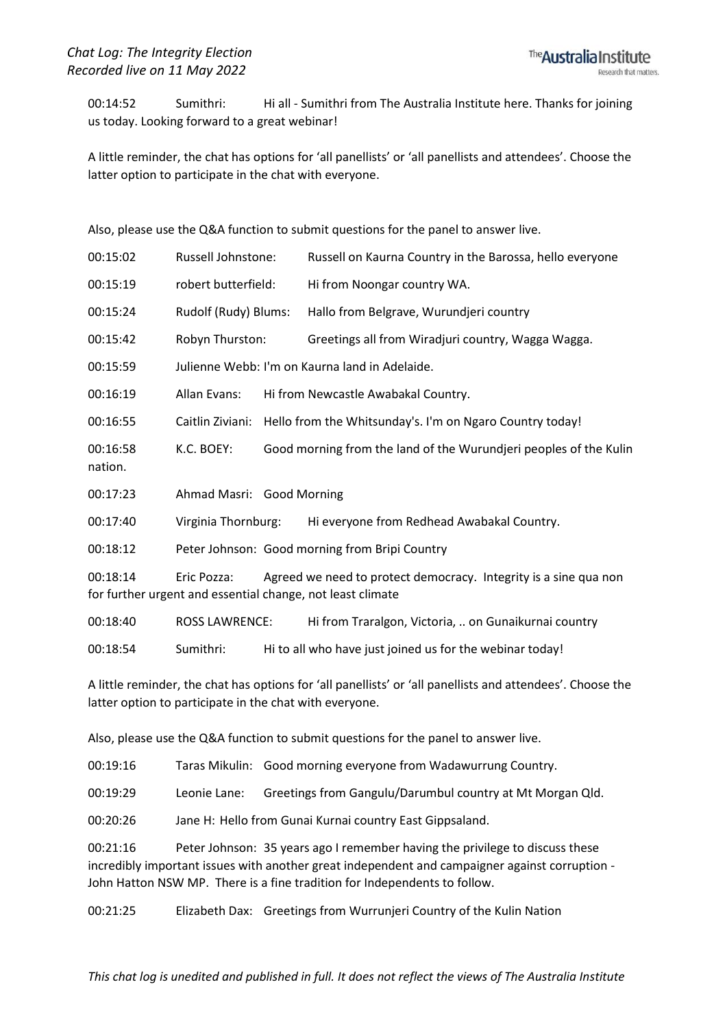00:14:52 Sumithri: Hi all - Sumithri from The Australia Institute here. Thanks for joining us today. Looking forward to a great webinar!

A little reminder, the chat has options for 'all panellists' or 'all panellists and attendees'. Choose the latter option to participate in the chat with everyone.

Also, please use the Q&A function to submit questions for the panel to answer live.

00:15:02 Russell Johnstone: Russell on Kaurna Country in the Barossa, hello everyone

00:15:19 robert butterfield: Hi from Noongar country WA.

00:15:24 Rudolf (Rudy) Blums: Hallo from Belgrave, Wurundjeri country

00:15:42 Robyn Thurston: Greetings all from Wiradjuri country, Wagga Wagga.

00:15:59 Julienne Webb: I'm on Kaurna land in Adelaide.

00:16:19 Allan Evans: Hi from Newcastle Awabakal Country.

00:16:55 Caitlin Ziviani: Hello from the Whitsunday's. I'm on Ngaro Country today!

00:16:58 K.C. BOEY: Good morning from the land of the Wurundjeri peoples of the Kulin nation.

00:17:23 Ahmad Masri: Good Morning

00:17:40 Virginia Thornburg: Hi everyone from Redhead Awabakal Country.

00:18:12 Peter Johnson: Good morning from Bripi Country

00:18:14 Eric Pozza: Agreed we need to protect democracy. Integrity is a sine qua non for further urgent and essential change, not least climate

00:18:40 ROSS LAWRENCE: Hi from Traralgon, Victoria, .. on Gunaikurnai country

00:18:54 Sumithri: Hi to all who have just joined us for the webinar today!

A little reminder, the chat has options for 'all panellists' or 'all panellists and attendees'. Choose the latter option to participate in the chat with everyone.

Also, please use the Q&A function to submit questions for the panel to answer live.

00:19:16 Taras Mikulin: Good morning everyone from Wadawurrung Country.

00:19:29 Leonie Lane: Greetings from Gangulu/Darumbul country at Mt Morgan Qld.

00:20:26 Jane H: Hello from Gunai Kurnai country East Gippsaland.

00:21:16 Peter Johnson: 35 years ago I remember having the privilege to discuss these incredibly important issues with another great independent and campaigner against corruption - John Hatton NSW MP. There is a fine tradition for Independents to follow.

00:21:25 Elizabeth Dax: Greetings from Wurrunjeri Country of the Kulin Nation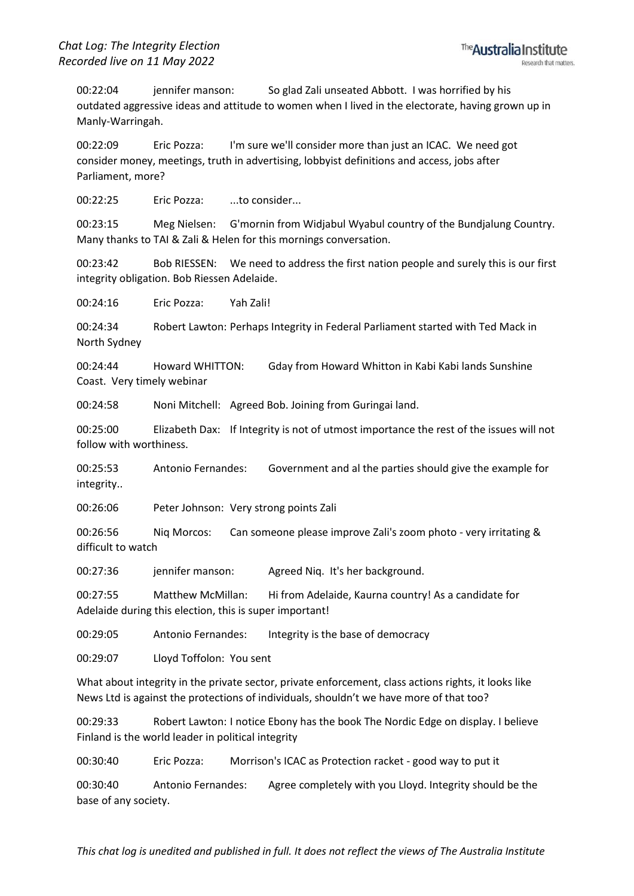00:22:04 jennifer manson: So glad Zali unseated Abbott. I was horrified by his outdated aggressive ideas and attitude to women when I lived in the electorate, having grown up in Manly-Warringah.

00:22:09 Eric Pozza: I'm sure we'll consider more than just an ICAC. We need got consider money, meetings, truth in advertising, lobbyist definitions and access, jobs after Parliament, more?

00:22:25 Eric Pozza: ...to consider...

00:23:15 Meg Nielsen: G'mornin from Widjabul Wyabul country of the Bundjalung Country. Many thanks to TAI & Zali & Helen for this mornings conversation.

00:23:42 Bob RIESSEN: We need to address the first nation people and surely this is our first integrity obligation. Bob Riessen Adelaide.

00:24:16 Eric Pozza: Yah Zali!

00:24:34 Robert Lawton: Perhaps Integrity in Federal Parliament started with Ted Mack in North Sydney

00:24:44 Howard WHITTON: Gday from Howard Whitton in Kabi Kabi lands Sunshine Coast. Very timely webinar

00:24:58 Noni Mitchell: Agreed Bob. Joining from Guringai land.

00:25:00 Elizabeth Dax: If Integrity is not of utmost importance the rest of the issues will not follow with worthiness.

00:25:53 Antonio Fernandes: Government and al the parties should give the example for integrity..

00:26:06 Peter Johnson: Very strong points Zali

00:26:56 Niq Morcos: Can someone please improve Zali's zoom photo - very irritating & difficult to watch

00:27:36 jennifer manson: Agreed Niq. It's her background.

00:27:55 Matthew McMillan: Hi from Adelaide, Kaurna country! As a candidate for Adelaide during this election, this is super important!

00:29:05 Antonio Fernandes: Integrity is the base of democracy

00:29:07 Lloyd Toffolon: You sent

What about integrity in the private sector, private enforcement, class actions rights, it looks like News Ltd is against the protections of individuals, shouldn't we have more of that too?

00:29:33 Robert Lawton: I notice Ebony has the book The Nordic Edge on display. I believe Finland is the world leader in political integrity

00:30:40 Eric Pozza: Morrison's ICAC as Protection racket - good way to put it

00:30:40 Antonio Fernandes: Agree completely with you Lloyd. Integrity should be the base of any society.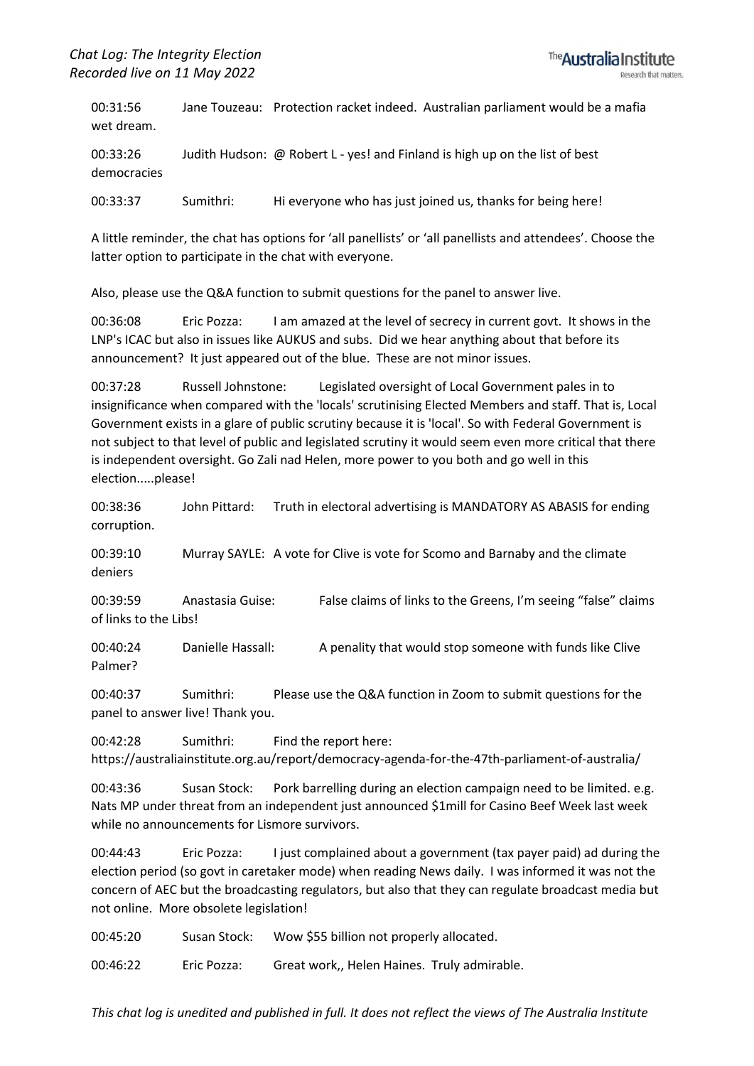00:31:56 Jane Touzeau: Protection racket indeed. Australian parliament would be a mafia wet dream.

00:33:26 Judith Hudson: @ Robert L - yes! and Finland is high up on the list of best democracies

00:33:37 Sumithri: Hi everyone who has just joined us, thanks for being here!

A little reminder, the chat has options for 'all panellists' or 'all panellists and attendees'. Choose the latter option to participate in the chat with everyone.

Also, please use the Q&A function to submit questions for the panel to answer live.

00:36:08 Eric Pozza: I am amazed at the level of secrecy in current govt. It shows in the LNP's ICAC but also in issues like AUKUS and subs. Did we hear anything about that before its announcement? It just appeared out of the blue. These are not minor issues.

00:37:28 Russell Johnstone: Legislated oversight of Local Government pales in to insignificance when compared with the 'locals' scrutinising Elected Members and staff. That is, Local Government exists in a glare of public scrutiny because it is 'local'. So with Federal Government is not subject to that level of public and legislated scrutiny it would seem even more critical that there is independent oversight. Go Zali nad Helen, more power to you both and go well in this election.....please!

00:38:36 John Pittard: Truth in electoral advertising is MANDATORY AS ABASIS for ending corruption.

00:39:10 Murray SAYLE: A vote for Clive is vote for Scomo and Barnaby and the climate deniers

00:39:59 Anastasia Guise: False claims of links to the Greens, I'm seeing "false" claims of links to the Libs!

00:40:24 Danielle Hassall: A penality that would stop someone with funds like Clive Palmer?

00:40:37 Sumithri: Please use the Q&A function in Zoom to submit questions for the panel to answer live! Thank you.

00:42:28 Sumithri: Find the report here: https://australiainstitute.org.au/report/democracy-agenda-for-the-47th-parliament-of-australia/

00:43:36 Susan Stock: Pork barrelling during an election campaign need to be limited. e.g. Nats MP under threat from an independent just announced $1mill for Casino Beef Week last week while no announcements for Lismore survivors.

00:44:43 Eric Pozza: I just complained about a government (tax payer paid) ad during the election period (so govt in caretaker mode) when reading News daily. I was informed it was not the concern of AEC but the broadcasting regulators, but also that they can regulate broadcast media but not online. More obsolete legislation!

00:45:20 Susan Stock: Wow $55 billion not properly allocated.

00:46:22 Eric Pozza: Great work,, Helen Haines. Truly admirable.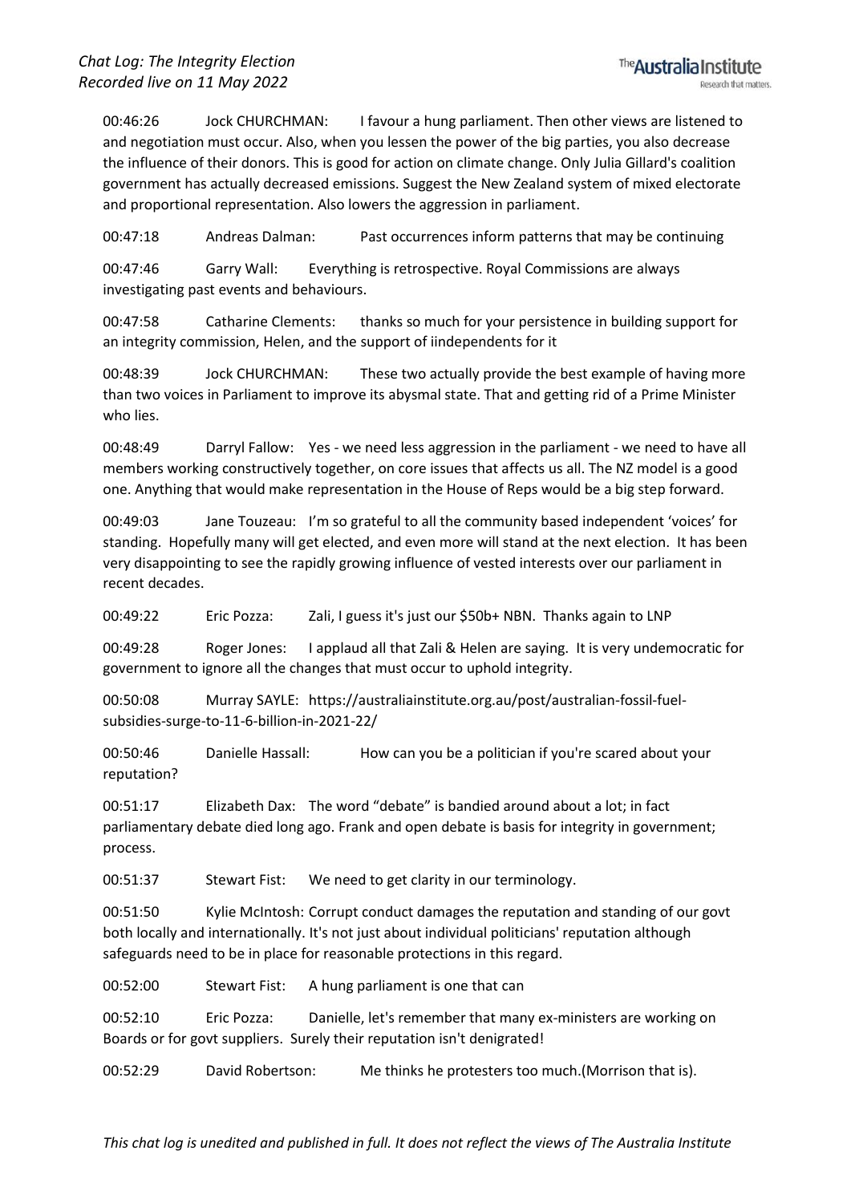00:46:26 Jock CHURCHMAN: I favour a hung parliament. Then other views are listened to and negotiation must occur. Also, when you lessen the power of the big parties, you also decrease the influence of their donors. This is good for action on climate change. Only Julia Gillard's coalition government has actually decreased emissions. Suggest the New Zealand system of mixed electorate and proportional representation. Also lowers the aggression in parliament.

00:47:18 Andreas Dalman: Past occurrences inform patterns that may be continuing

00:47:46 Garry Wall: Everything is retrospective. Royal Commissions are always investigating past events and behaviours.

00:47:58 Catharine Clements: thanks so much for your persistence in building support for an integrity commission, Helen, and the support of iindependents for it

00:48:39 Jock CHURCHMAN: These two actually provide the best example of having more than two voices in Parliament to improve its abysmal state. That and getting rid of a Prime Minister who lies.

00:48:49 Darryl Fallow: Yes - we need less aggression in the parliament - we need to have all members working constructively together, on core issues that affects us all. The NZ model is a good one. Anything that would make representation in the House of Reps would be a big step forward.

00:49:03 Jane Touzeau: I'm so grateful to all the community based independent 'voices' for standing. Hopefully many will get elected, and even more will stand at the next election. It has been very disappointing to see the rapidly growing influence of vested interests over our parliament in recent decades.

00:49:22 Eric Pozza: Zali, I guess it's just our $50b+ NBN. Thanks again to LNP

00:49:28 Roger Jones: I applaud all that Zali & Helen are saying. It is very undemocratic for government to ignore all the changes that must occur to uphold integrity.

00:50:08 Murray SAYLE: https://australiainstitute.org.au/post/australian-fossil-fuel-subsidies-surge-to-11-6-billion-in-2021-22/

00:50:46 Danielle Hassall: How can you be a politician if you're scared about your reputation?

00:51:17 Elizabeth Dax: The word "debate" is bandied around about a lot; in fact parliamentary debate died long ago. Frank and open debate is basis for integrity in government; process.

00:51:37 Stewart Fist: We need to get clarity in our terminology.

00:51:50 Kylie McIntosh: Corrupt conduct damages the reputation and standing of our govt both locally and internationally. It's not just about individual politicians' reputation although safeguards need to be in place for reasonable protections in this regard.

00:52:00 Stewart Fist: A hung parliament is one that can

00:52:10 Eric Pozza: Danielle, let's remember that many ex-ministers are working on Boards or for govt suppliers. Surely their reputation isn't denigrated!

00:52:29 David Robertson: Me thinks he protesters too much.(Morrison that is).

*This chat log is unedited and published in full. It does not reflect the views of The Australia Institute*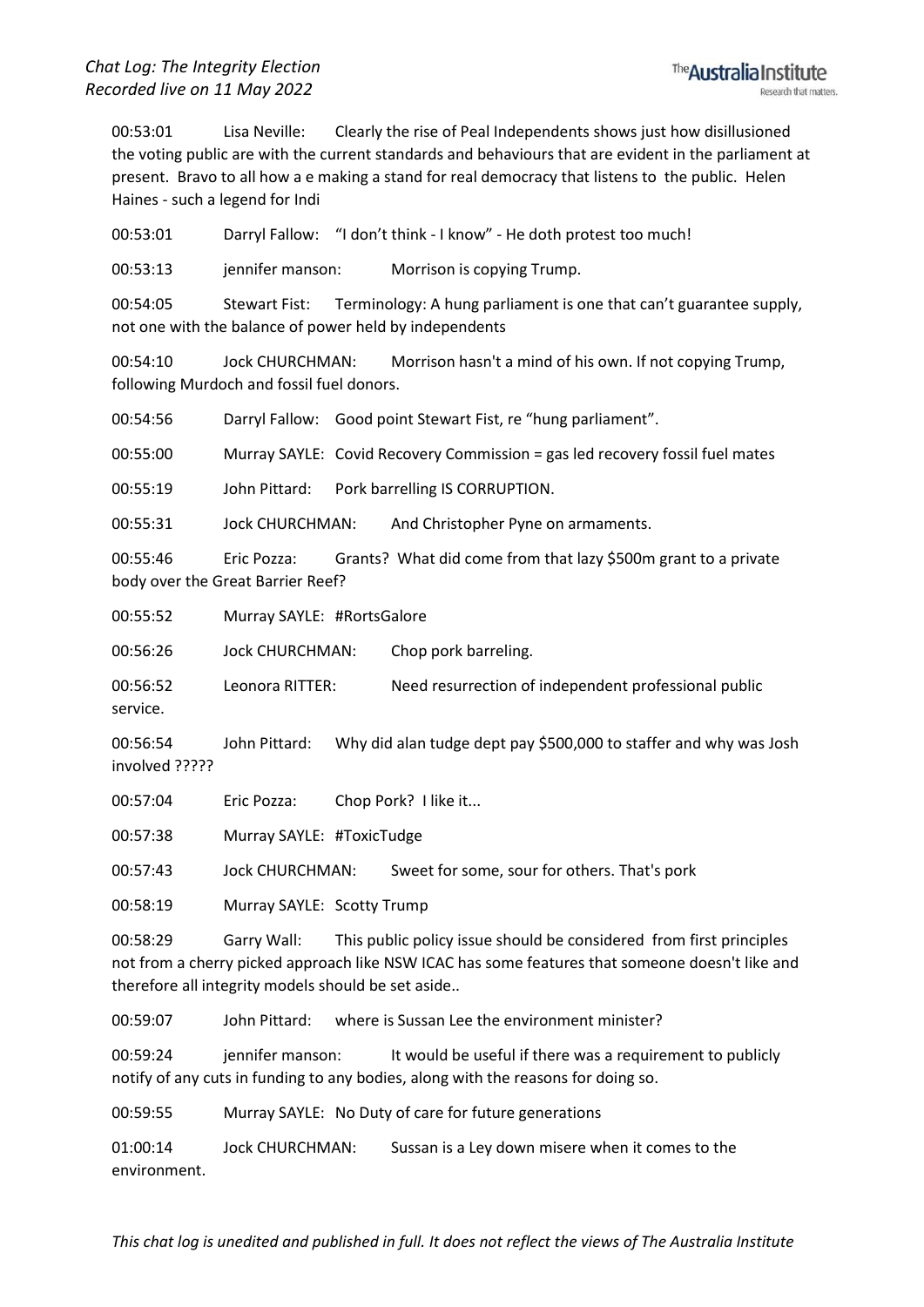00:53:01 Lisa Neville: Clearly the rise of Peal Independents shows just how disillusioned the voting public are with the current standards and behaviours that are evident in the parliament at present. Bravo to all how a e making a stand for real democracy that listens to the public. Helen Haines - such a legend for Indi

00:53:01 Darryl Fallow: "I don't think - I know" - He doth protest too much!

00:53:13 jennifer manson: Morrison is copying Trump.

00:54:05 Stewart Fist: Terminology: A hung parliament is one that can't guarantee supply, not one with the balance of power held by independents

00:54:10 Jock CHURCHMAN: Morrison hasn't a mind of his own. If not copying Trump, following Murdoch and fossil fuel donors.

00:54:56 Darryl Fallow: Good point Stewart Fist, re "hung parliament".

00:55:00 Murray SAYLE: Covid Recovery Commission = gas led recovery fossil fuel mates

00:55:19 John Pittard: Pork barrelling IS CORRUPTION.

00:55:31 Jock CHURCHMAN: And Christopher Pyne on armaments.

00:55:46 Eric Pozza: Grants? What did come from that lazy $500m grant to a private body over the Great Barrier Reef?

00:55:52 Murray SAYLE: #RortsGalore

00:56:26 Jock CHURCHMAN: Chop pork barreling.

00:56:52 Leonora RITTER: Need resurrection of independent professional public service.

00:56:54 John Pittard: Why did alan tudge dept pay $500,000 to staffer and why was Josh involved ?????

00:57:04 Eric Pozza: Chop Pork? I like it...

00:57:38 Murray SAYLE: #ToxicTudge

00:57:43 Jock CHURCHMAN: Sweet for some, sour for others. That's pork

00:58:19 Murray SAYLE: Scotty Trump

00:58:29 Garry Wall: This public policy issue should be considered from first principles not from a cherry picked approach like NSW ICAC has some features that someone doesn't like and therefore all integrity models should be set aside..

00:59:07 John Pittard: where is Sussan Lee the environment minister?

00:59:24 jennifer manson: It would be useful if there was a requirement to publicly notify of any cuts in funding to any bodies, along with the reasons for doing so.

00:59:55 Murray SAYLE: No Duty of care for future generations

01:00:14 Jock CHURCHMAN: Sussan is a Ley down misere when it comes to the environment.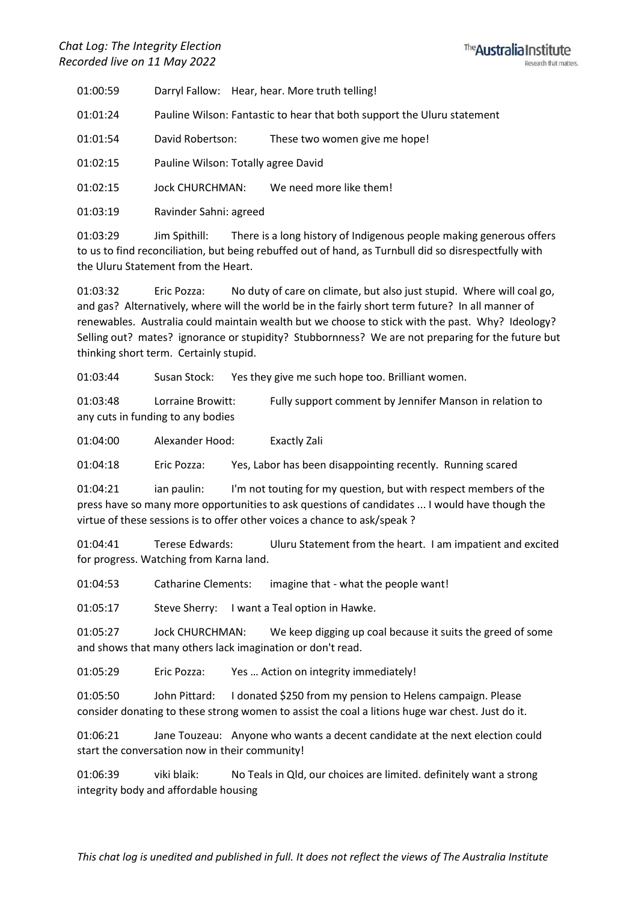01:00:59 Darryl Fallow: Hear, hear. More truth telling!

01:01:24 Pauline Wilson: Fantastic to hear that both support the Uluru statement

01:01:54 David Robertson: These two women give me hope!

01:02:15 Pauline Wilson: Totally agree David

01:02:15 Jock CHURCHMAN: We need more like them!

01:03:19 Ravinder Sahni: agreed

01:03:29 Jim Spithill: There is a long history of Indigenous people making generous offers to us to find reconciliation, but being rebuffed out of hand, as Turnbull did so disrespectfully with the Uluru Statement from the Heart.

01:03:32 Eric Pozza: No duty of care on climate, but also just stupid. Where will coal go, and gas? Alternatively, where will the world be in the fairly short term future? In all manner of renewables. Australia could maintain wealth but we choose to stick with the past. Why? Ideology? Selling out? mates? ignorance or stupidity? Stubbornness? We are not preparing for the future but thinking short term. Certainly stupid.

01:03:44 Susan Stock: Yes they give me such hope too. Brilliant women.

01:03:48 Lorraine Browitt: Fully support comment by Jennifer Manson in relation to any cuts in funding to any bodies

01:04:00 Alexander Hood: Exactly Zali

01:04:18 Eric Pozza: Yes, Labor has been disappointing recently. Running scared

01:04:21 ian paulin: I'm not touting for my question, but with respect members of the press have so many more opportunities to ask questions of candidates ... I would have though the virtue of these sessions is to offer other voices a chance to ask/speak ?

01:04:41 Terese Edwards: Uluru Statement from the heart. I am impatient and excited for progress. Watching from Karna land.

01:04:53 Catharine Clements: imagine that - what the people want!

01:05:17 Steve Sherry: I want a Teal option in Hawke.

01:05:27 Jock CHURCHMAN: We keep digging up coal because it suits the greed of some and shows that many others lack imagination or don't read.

01:05:29 Eric Pozza: Yes … Action on integrity immediately!

01:05:50 John Pittard: I donated $250 from my pension to Helens campaign. Please consider donating to these strong women to assist the coal a litions huge war chest. Just do it.

01:06:21 Jane Touzeau: Anyone who wants a decent candidate at the next election could start the conversation now in their community!

01:06:39 viki blaik: No Teals in Qld, our choices are limited. definitely want a strong integrity body and affordable housing

*This chat log is unedited and published in full. It does not reflect the views of The Australia Institute*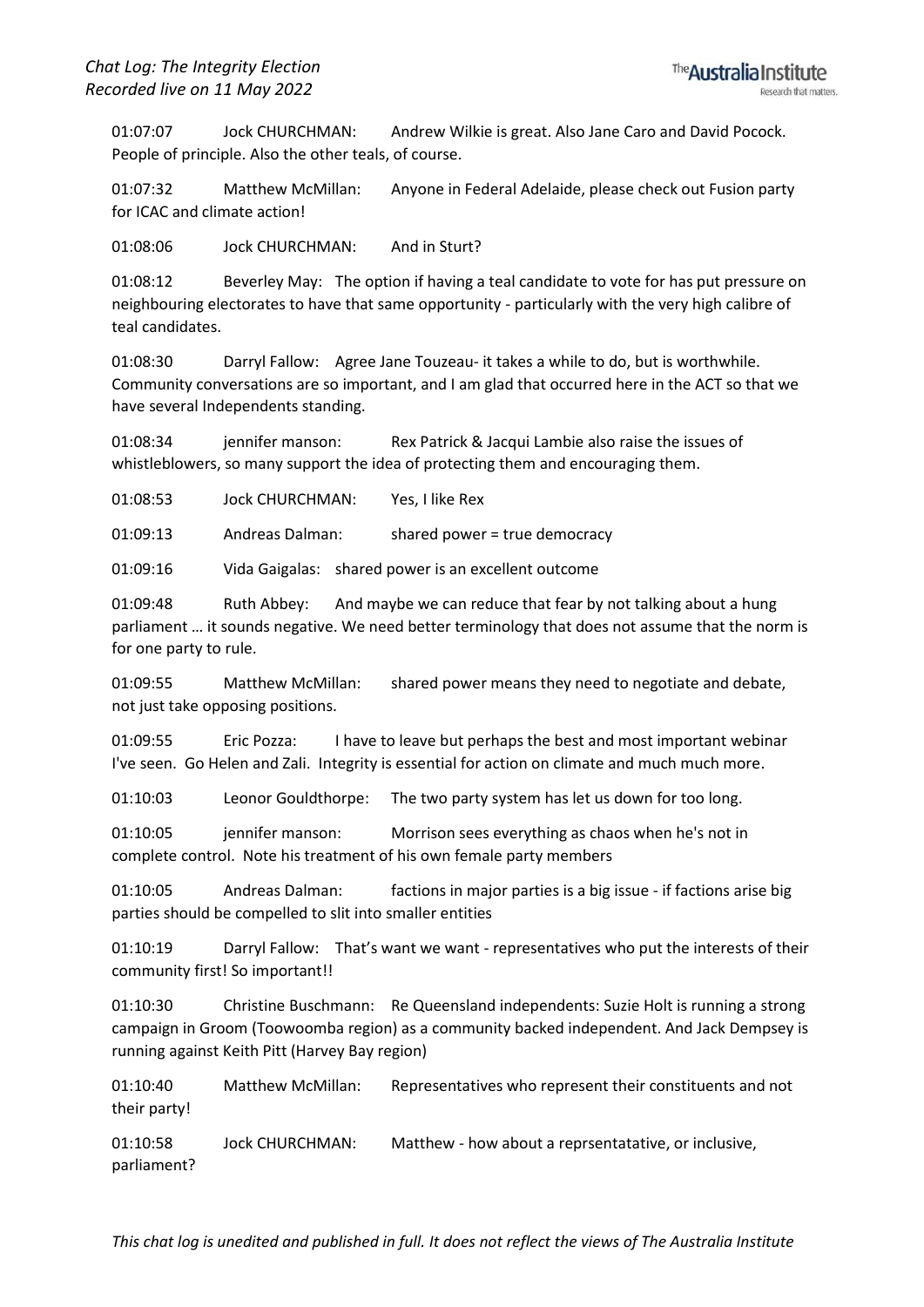01:07:07 Jock CHURCHMAN: Andrew Wilkie is great. Also Jane Caro and David Pocock. People of principle. Also the other teals, of course.

01:07:32 Matthew McMillan: Anyone in Federal Adelaide, please check out Fusion party for ICAC and climate action!

01:08:06 Jock CHURCHMAN: And in Sturt?

01:08:12 Beverley May: The option if having a teal candidate to vote for has put pressure on neighbouring electorates to have that same opportunity - particularly with the very high calibre of teal candidates.

01:08:30 Darryl Fallow: Agree Jane Touzeau- it takes a while to do, but is worthwhile. Community conversations are so important, and I am glad that occurred here in the ACT so that we have several Independents standing.

01:08:34 jennifer manson: Rex Patrick & Jacqui Lambie also raise the issues of whistleblowers, so many support the idea of protecting them and encouraging them.

01:08:53 Jock CHURCHMAN: Yes, I like Rex

01:09:13 Andreas Dalman: shared power = true democracy

01:09:16 Vida Gaigalas: shared power is an excellent outcome

01:09:48 Ruth Abbey: And maybe we can reduce that fear by not talking about a hung parliament … it sounds negative. We need better terminology that does not assume that the norm is for one party to rule.

01:09:55 Matthew McMillan: shared power means they need to negotiate and debate, not just take opposing positions.

01:09:55 Eric Pozza: I have to leave but perhaps the best and most important webinar I've seen. Go Helen and Zali. Integrity is essential for action on climate and much much more.

01:10:03 Leonor Gouldthorpe: The two party system has let us down for too long.

01:10:05 jennifer manson: Morrison sees everything as chaos when he's not in complete control. Note his treatment of his own female party members

01:10:05 Andreas Dalman: factions in major parties is a big issue - if factions arise big parties should be compelled to slit into smaller entities

01:10:19 Darryl Fallow: That's want we want - representatives who put the interests of their community first! So important!!

01:10:30 Christine Buschmann: Re Queensland independents: Suzie Holt is running a strong campaign in Groom (Toowoomba region) as a community backed independent. And Jack Dempsey is running against Keith Pitt (Harvey Bay region)

01:10:40 Matthew McMillan: Representatives who represent their constituents and not their party!

01:10:58 Jock CHURCHMAN: Matthew - how about a reprsentatative, or inclusive, parliament?

*This chat log is unedited and published in full. It does not reflect the views of The Australia Institute*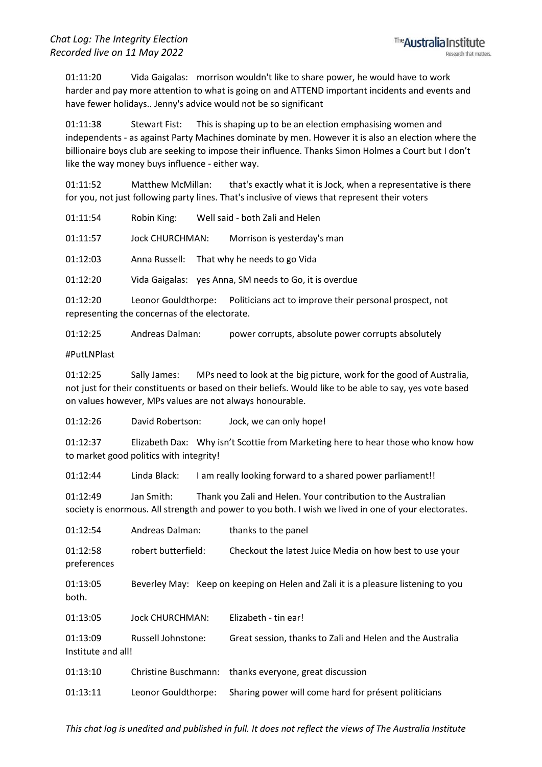01:11:20 Vida Gaigalas: morrison wouldn't like to share power, he would have to work harder and pay more attention to what is going on and ATTEND important incidents and events and have fewer holidays.. Jenny's advice would not be so significant

01:11:38 Stewart Fist: This is shaping up to be an election emphasising women and independents - as against Party Machines dominate by men. However it is also an election where the billionaire boys club are seeking to impose their influence. Thanks Simon Holmes a Court but I don't like the way money buys influence - either way.

01:11:52 Matthew McMillan: that's exactly what it is Jock, when a representative is there for you, not just following party lines. That's inclusive of views that represent their voters

01:11:54 Robin King: Well said - both Zali and Helen

01:11:57 Jock CHURCHMAN: Morrison is yesterday's man

01:12:03 Anna Russell: That why he needs to go Vida

01:12:20 Vida Gaigalas: yes Anna, SM needs to Go, it is overdue

01:12:20 Leonor Gouldthorpe: Politicians act to improve their personal prospect, not representing the concernas of the electorate.

01:12:25 Andreas Dalman: power corrupts, absolute power corrupts absolutely

#PutLNPlast

01:12:25 Sally James: MPs need to look at the big picture, work for the good of Australia, not just for their constituents or based on their beliefs. Would like to be able to say, yes vote based on values however, MPs values are not always honourable.

01:12:26 David Robertson: Jock, we can only hope!

01:12:37 Elizabeth Dax: Why isn't Scottie from Marketing here to hear those who know how to market good politics with integrity!

01:12:44 Linda Black: I am really looking forward to a shared power parliament!!

01:12:49 Jan Smith: Thank you Zali and Helen. Your contribution to the Australian society is enormous. All strength and power to you both. I wish we lived in one of your electorates.

01:12:54 Andreas Dalman: thanks to the panel

01:12:58 robert butterfield: Checkout the latest Juice Media on how best to use your preferences

01:13:05 Beverley May: Keep on keeping on Helen and Zali it is a pleasure listening to you both.

01:13:05 Jock CHURCHMAN: Elizabeth - tin ear!

01:13:09 Russell Johnstone: Great session, thanks to Zali and Helen and the Australia Institute and all!

01:13:10 Christine Buschmann: thanks everyone, great discussion

01:13:11 Leonor Gouldthorpe: Sharing power will come hard for présent politicians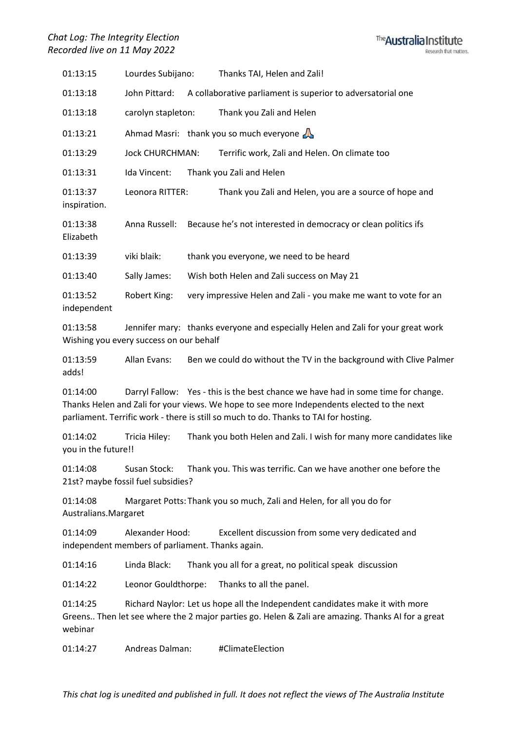01:13:15 Lourdes Subijano: Thanks TAI, Helen and Zali!

01:13:18 John Pittard: A collaborative parliament is superior to adversatorial one

01:13:18 carolyn stapleton: Thank you Zali and Helen

01:13:21 Ahmad Masri: thank you so much everyone 🙏

01:13:29 Jock CHURCHMAN: Terrific work, Zali and Helen. On climate too

01:13:31 Ida Vincent: Thank you Zali and Helen

01:13:37 Leonora RITTER: Thank you Zali and Helen, you are a source of hope and inspiration.

01:13:38 Anna Russell: Because he's not interested in democracy or clean politics ifs Elizabeth

01:13:39 viki blaik: thank you everyone, we need to be heard

01:13:40 Sally James: Wish both Helen and Zali success on May 21

01:13:52 Robert King: very impressive Helen and Zali - you make me want to vote for an independent

01:13:58 Jennifer mary: thanks everyone and especially Helen and Zali for your great work Wishing you every success on our behalf

01:13:59 Allan Evans: Ben we could do without the TV in the background with Clive Palmer adds!

01:14:00 Darryl Fallow: Yes - this is the best chance we have had in some time for change. Thanks Helen and Zali for your views. We hope to see more Independents elected to the next parliament. Terrific work - there is still so much to do. Thanks to TAI for hosting.

01:14:02 Tricia Hiley: Thank you both Helen and Zali. I wish for many more candidates like you in the future!!

01:14:08 Susan Stock: Thank you. This was terrific. Can we have another one before the 21st? maybe fossil fuel subsidies?

01:14:08 Margaret Potts: Thank you so much, Zali and Helen, for all you do for Australians.Margaret

01:14:09 Alexander Hood: Excellent discussion from some very dedicated and independent members of parliament. Thanks again.

01:14:16 Linda Black: Thank you all for a great, no political speak discussion

01:14:22 Leonor Gouldthorpe: Thanks to all the panel.

01:14:25 Richard Naylor: Let us hope all the Independent candidates make it with more Greens.. Then let see where the 2 major parties go. Helen & Zali are amazing. Thanks AI for a great webinar

01:14:27 Andreas Dalman: #ClimateElection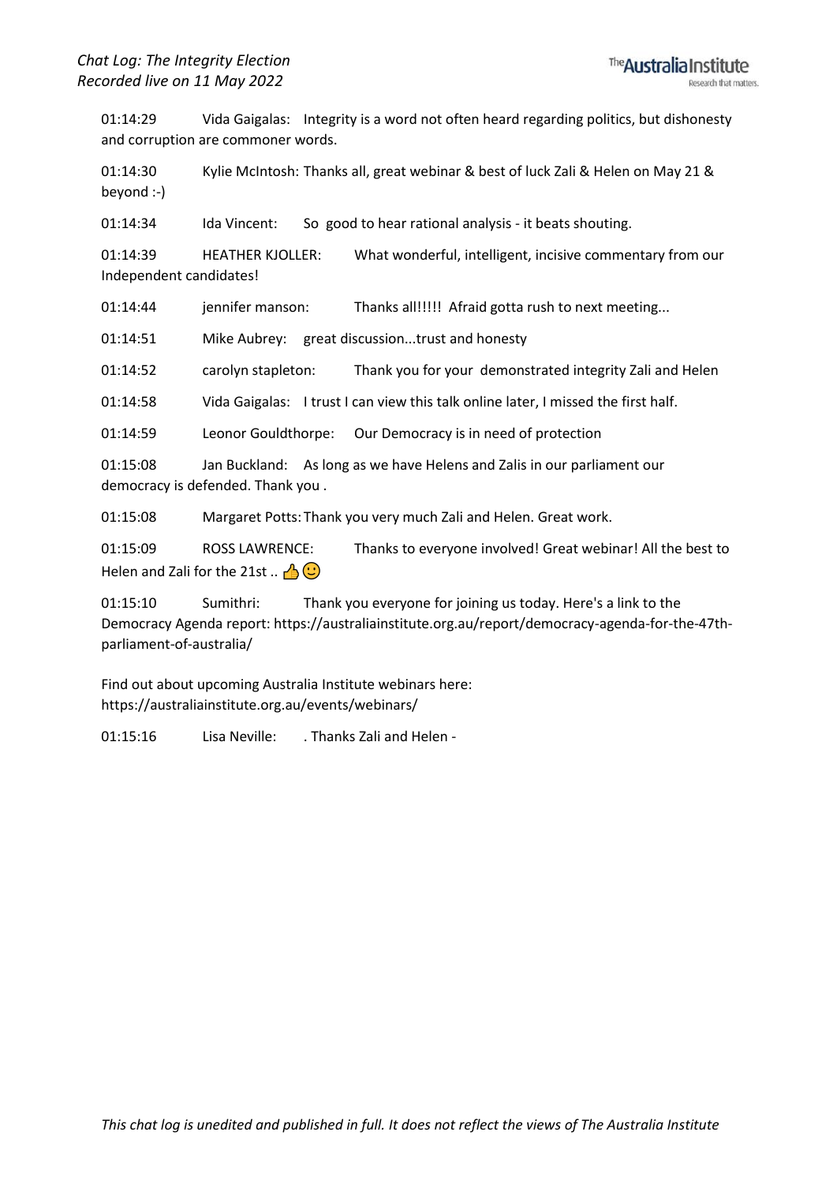01:14:29 Vida Gaigalas: Integrity is a word not often heard regarding politics, but dishonesty and corruption are commoner words.

01:14:30 Kylie McIntosh: Thanks all, great webinar & best of luck Zali & Helen on May 21 & beyond :-)

01:14:34 Ida Vincent: So good to hear rational analysis - it beats shouting.

01:14:39 HEATHER KJOLLER: What wonderful, intelligent, incisive commentary from our Independent candidates!

01:14:44 jennifer manson: Thanks all!!!!! Afraid gotta rush to next meeting...

01:14:51 Mike Aubrey: great discussion...trust and honesty

01:14:52 carolyn stapleton: Thank you for your demonstrated integrity Zali and Helen

01:14:58 Vida Gaigalas: I trust I can view this talk online later, I missed the first half.

01:14:59 Leonor Gouldthorpe: Our Democracy is in need of protection

01:15:08 Jan Buckland: As long as we have Helens and Zalis in our parliament our democracy is defended. Thank you .

01:15:08 Margaret Potts: Thank you very much Zali and Helen. Great work.

01:15:09 ROSS LAWRENCE: Thanks to everyone involved! Great webinar! All the best to Helen and Zali for the 21st .. 👍🙂

01:15:10 Sumithri: Thank you everyone for joining us today. Here's a link to the Democracy Agenda report: https://australiainstitute.org.au/report/democracy-agenda-for-the-47th-parliament-of-australia/

Find out about upcoming Australia Institute webinars here: https://australiainstitute.org.au/events/webinars/

01:15:16 Lisa Neville: . Thanks Zali and Helen -

*This chat log is unedited and published in full. It does not reflect the views of The Australia Institute*